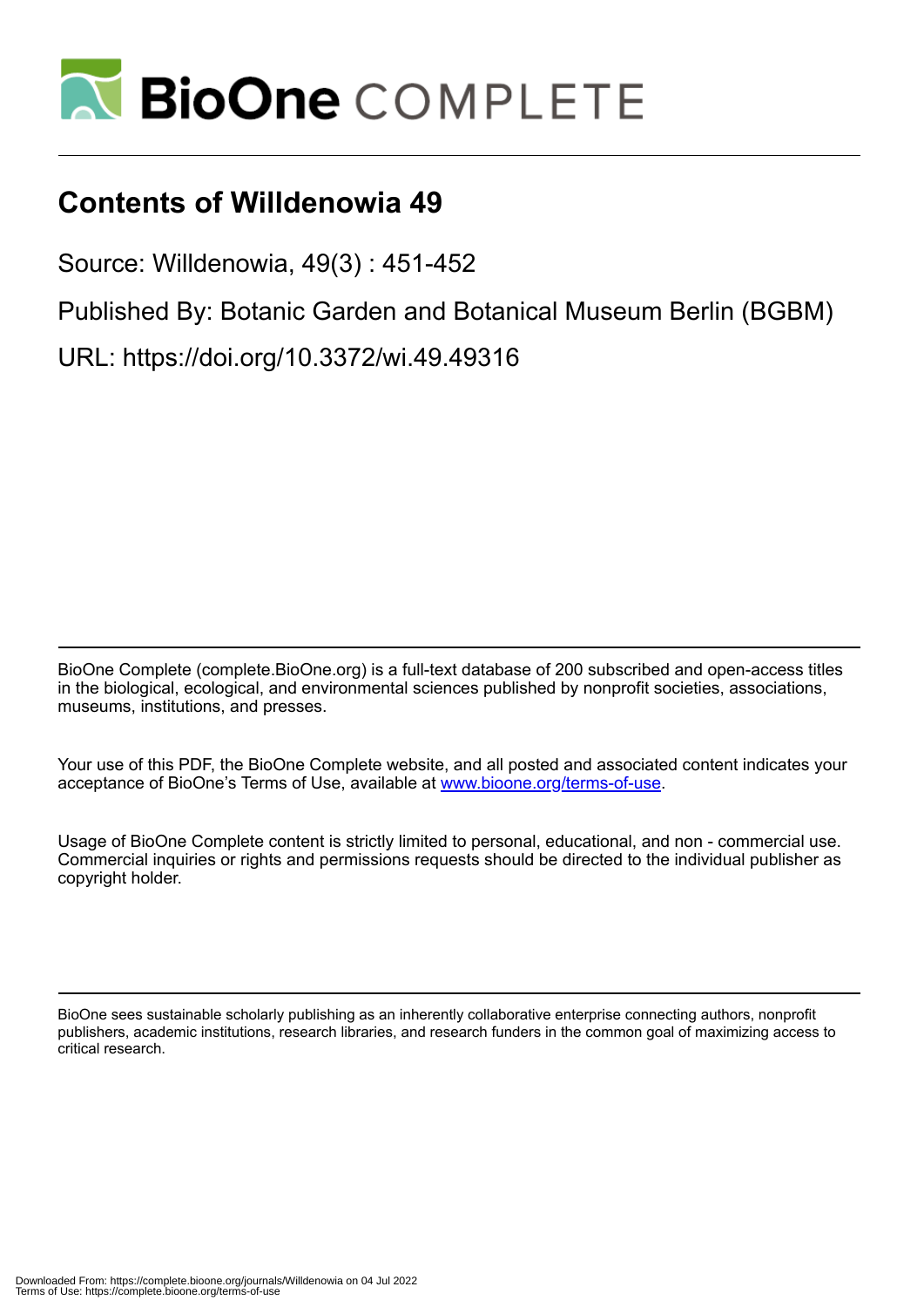# Contents of Willdenowia 49

Source: Willdenowia, 49(3) : 451-452

Published By: Botanic Garden and Botanical Museum Berlin (BGBM)

URL: https://doi.org/10.3372/wi.49.49316

BioOne Complete (complete.BioOne.org) is a full-text database of 200 subscribed and open-access titles in the biological, ecological, and environmental sciences published by nonprofit societies, associations, museums, institutions, and presses.

Your use of this PDF, the BioOne Complete website, and all posted and associated content indicates your acceptance of BioOne's Terms of Use, available at www.bioone.org/terms-of-use.

Usage of BioOne Complete content is strictly limited to personal, educational, and non - commercial use. Commercial inquiries or rights and permissions requests should be directed to the individual publisher as copyright holder.

BioOne sees sustainable scholarly publishing as an inherently collaborative enterprise connecting authors, nonprofit publishers, academic institutions, research libraries, and research funders in the common goal of maximizing access to critical research.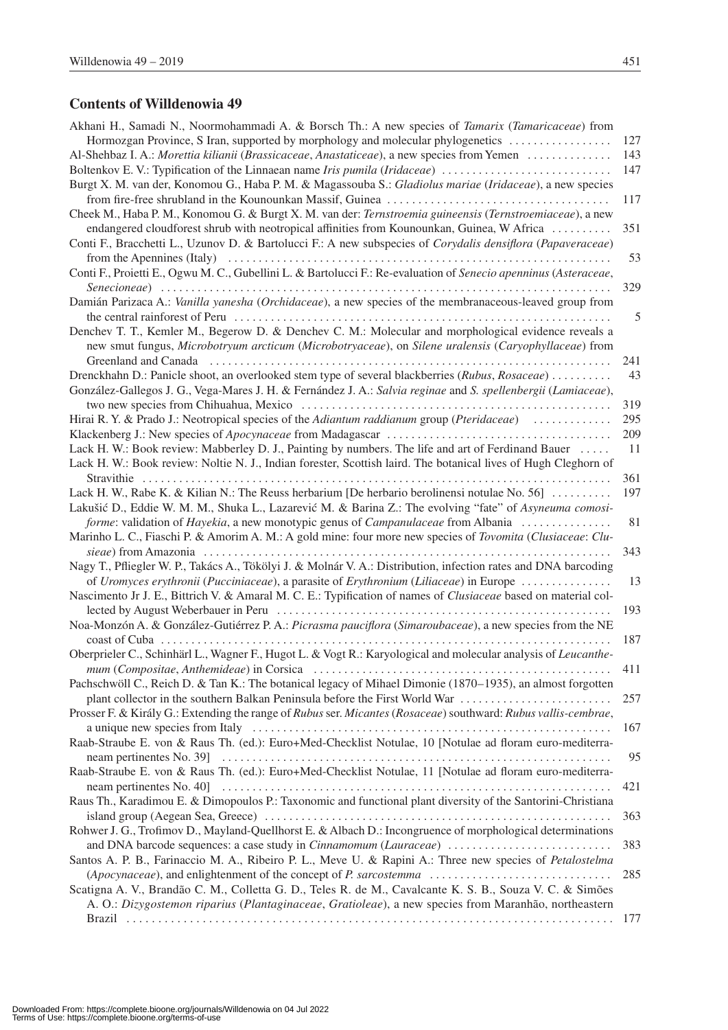## Contents of Willdenowia 49

Akhani H., Samadi N., Noormohammadi A. & Borsch Th.: A new species of *Tamarix* (*Tamaricaceae*) from Hormozgan Province, S Iran, supported by morphology and molecular phylogenetics ... 127

Al-Shehbaz I. A.: *Morettia kilianii* (*Brassicaceae*, *Anastaticeae*), a new species from Yemen ... 143

Boltenkov E. V.: Typification of the Linnaean name *Iris pumila* (*Iridaceae*) ... 147

Burgt X. M. van der, Konomou G., Haba P. M. & Magassouba S.: *Gladiolus mariae* (*Iridaceae*), a new species from fire-free shrubland in the Kounounkan Massif, Guinea ... 117

Cheek M., Haba P. M., Konomou G. & Burgt X. M. van der: *Ternstroemia guineensis* (*Ternstroemiaceae*), a new endangered cloudforest shrub with neotropical affinities from Kounounkan, Guinea, W Africa ... 351

Conti F., Bracchetti L., Uzunov D. & Bartolucci F.: A new subspecies of *Corydalis densiflora* (*Papaveraceae*) from the Apennines (Italy) ... 53

Conti F., Proietti E., Ogwu M. C., Gubellini L. & Bartolucci F.: Re-evaluation of *Senecio apenninus* (*Asteraceae*, *Senecioneae*) ... 329

Damián Parizaca A.: *Vanilla yanesha* (*Orchidaceae*), a new species of the membranaceous-leaved group from the central rainforest of Peru ... 5

Denchev T. T., Kemler M., Begerow D. & Denchev C. M.: Molecular and morphological evidence reveals a new smut fungus, *Microbotryum arcticum* (*Microbotryaceae*), on *Silene uralensis* (*Caryophyllaceae*) from Greenland and Canada ... 241

Drenckhahn D.: Panicle shoot, an overlooked stem type of several blackberries (*Rubus*, *Rosaceae*) ... 43

González-Gallegos J. G., Vega-Mares J. H. & Fernández J. A.: *Salvia reginae* and *S. spellenbergii* (*Lamiaceae*), two new species from Chihuahua, Mexico ... 319

Hirai R. Y. & Prado J.: Neotropical species of the *Adiantum raddianum* group (*Pteridaceae*) ... 295

Klackenberg J.: New species of *Apocynaceae* from Madagascar ... 209

Lack H. W.: Book review: Mabberley D. J., Painting by numbers. The life and art of Ferdinand Bauer ... 11

Lack H. W.: Book review: Noltie N. J., Indian forester, Scottish laird. The botanical lives of Hugh Cleghorn of Stravithie ... 361

Lack H. W., Rabe K. & Kilian N.: The Reuss herbarium [De herbario berolinensi notulae No. 56] ... 197

Lakušić D., Eddie W. M. M., Shuka L., Lazarević M. & Barina Z.: The evolving "fate" of *Asyneuma comosiforme*: validation of *Hayekia*, a new monotypic genus of *Campanulaceae* from Albania ... 81

Marinho L. C., Fiaschi P. & Amorim A. M.: A gold mine: four more new species of *Tovomita* (*Clusiaceae*: *Clusieae*) from Amazonia ... 343

Nagy T., Pfliegler W. P., Takács A., Tökölyi J. & Molnár V. A.: Distribution, infection rates and DNA barcoding of *Uromyces erythronii* (*Pucciniaceae*), a parasite of *Erythronium* (*Liliaceae*) in Europe ... 13

Nascimento Jr J. E., Bittrich V. & Amaral M. C. E.: Typification of names of *Clusiaceae* based on material collected by August Weberbauer in Peru ... 193

Noa-Monzón A. & González-Gutiérrez P. A.: *Picrasma pauciflora* (*Simaroubaceae*), a new species from the NE coast of Cuba ... 187

Oberprieler C., Schinhärl L., Wagner F., Hugot L. & Vogt R.: Karyological and molecular analysis of *Leucanthemum* (*Compositae*, *Anthemideae*) in Corsica ... 411

Pachschwöll C., Reich D. & Tan K.: The botanical legacy of Mihael Dimonie (1870–1935), an almost forgotten plant collector in the southern Balkan Peninsula before the First World War ... 257

Prosser F. & Király G.: Extending the range of *Rubus* ser. *Micantes* (*Rosaceae*) southward: *Rubus vallis-cembrae*, a unique new species from Italy ... 167

Raab-Straube E. von & Raus Th. (ed.): Euro+Med-Checklist Notulae, 10 [Notulae ad floram euro-mediterraneam pertinentes No. 39] ... 95

Raab-Straube E. von & Raus Th. (ed.): Euro+Med-Checklist Notulae, 11 [Notulae ad floram euro-mediterraneam pertinentes No. 40] ... 421

Raus Th., Karadimou E. & Dimopoulos P.: Taxonomic and functional plant diversity of the Santorini-Christiana island group (Aegean Sea, Greece) ... 363

Rohwer J. G., Trofimov D., Mayland-Quellhorst E. & Albach D.: Incongruence of morphological determinations and DNA barcode sequences: a case study in *Cinnamomum* (*Lauraceae*) ... 383

Santos A. P. B., Farinaccio M. A., Ribeiro P. L., Meve U. & Rapini A.: Three new species of *Petalostelma* (*Apocynaceae*), and enlightenment of the concept of *P. sarcostemma* ... 285

Scatigna A. V., Brandão C. M., Colletta G. D., Teles R. de M., Cavalcante K. S. B., Souza V. C. & Simões A. O.: *Dizygostemon riparius* (*Plantaginaceae*, *Gratioleae*), a new species from Maranhão, northeastern Brazil ... 177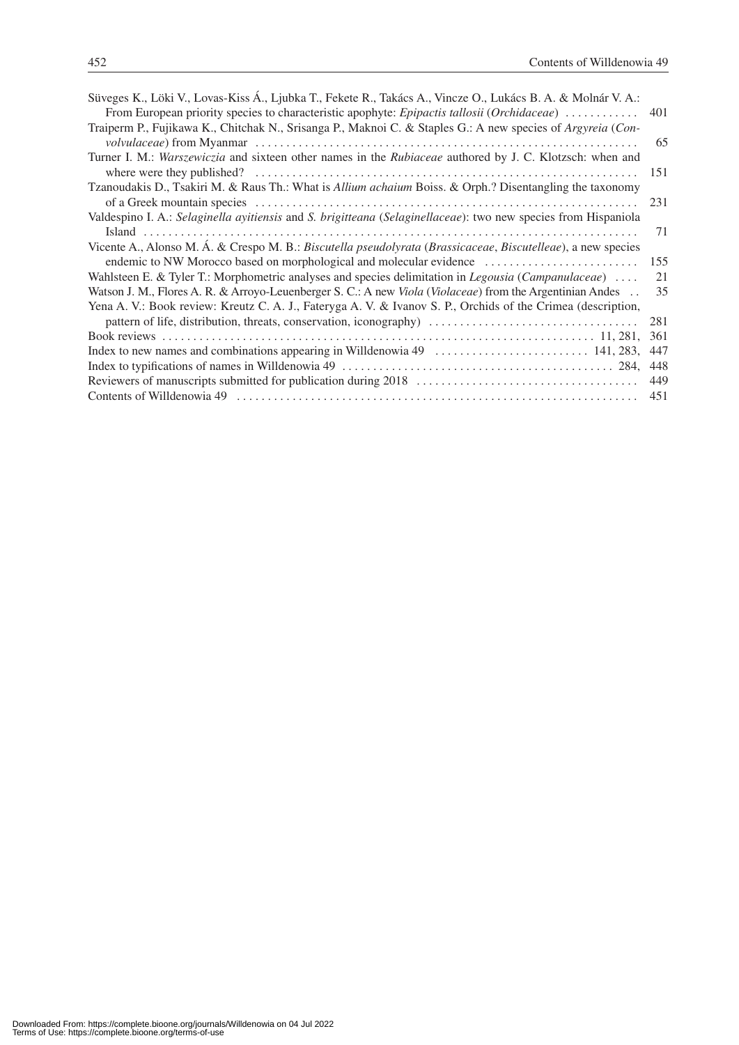Süveges K., Löki V., Lovas-Kiss Á., Ljubka T., Fekete R., Takács A., Vincze O., Lukács B. A. & Molnár V. A.: From European priority species to characteristic apophyte: *Epipactis tallosii* (*Orchidaceae*) ............ 401

Traiperm P., Fujikawa K., Chitchak N., Srisanga P., Maknoi C. & Staples G.: A new species of *Argyreia* (*Convolvulaceae*) from Myanmar ............ 65

Turner I. M.: *Warszewiczia* and sixteen other names in the *Rubiaceae* authored by J. C. Klotzsch: when and where were they published? ............ 151

Tzanoudakis D., Tsakiri M. & Raus Th.: What is *Allium achaium* Boiss. & Orph.? Disentangling the taxonomy of a Greek mountain species ............ 231

Valdespino I. A.: *Selaginella ayitiensis* and *S. brigitteana* (*Selaginellaceae*): two new species from Hispaniola Island ............ 71

Vicente A., Alonso M. Á. & Crespo M. B.: *Biscutella pseudolyrata* (*Brassicaceae*, *Biscutelleae*), a new species endemic to NW Morocco based on morphological and molecular evidence ............ 155

Wahlsteen E. & Tyler T.: Morphometric analyses and species delimitation in *Legousia* (*Campanulaceae*) .... 21

Watson J. M., Flores A. R. & Arroyo-Leuenberger S. C.: A new *Viola* (*Violaceae*) from the Argentinian Andes .. 35

Yena A. V.: Book review: Kreutz C. A. J., Fateryga A. V. & Ivanov S. P., Orchids of the Crimea (description, pattern of life, distribution, threats, conservation, iconography) ............ 281

Book reviews ............ 11, 281, 361

Index to new names and combinations appearing in Willdenowia 49 ............ 141, 283, 447

Index to typifications of names in Willdenowia 49 ............ 284, 448

Reviewers of manuscripts submitted for publication during 2018 ............ 449

Contents of Willdenowia 49 ............ 451